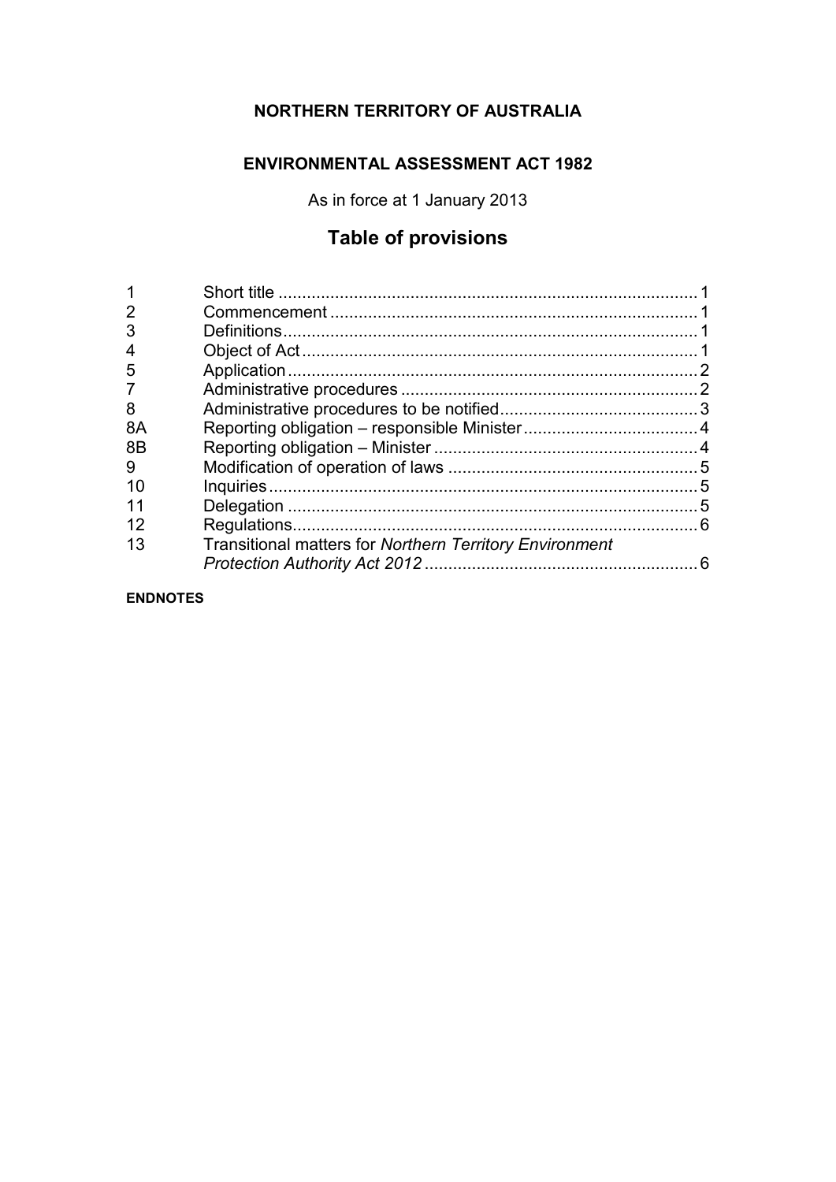# NORTHERN TERRITORY OF AUSTRALIA

## ENVIRONMENTAL ASSESSMENT ACT 1982

As in force at 1 January 2013

## Table of provisions

| | | |
|---|---|---|
| 1 | Short title | 1 |
| 2 | Commencement | 1 |
| 3 | Definitions | 1 |
| 4 | Object of Act | 1 |
| 5 | Application | 2 |
| 7 | Administrative procedures | 2 |
| 8 | Administrative procedures to be notified | 3 |
| 8A | Reporting obligation – responsible Minister | 4 |
| 8B | Reporting obligation – Minister | 4 |
| 9 | Modification of operation of laws | 5 |
| 10 | Inquiries | 5 |
| 11 | Delegation | 5 |
| 12 | Regulations | 6 |
| 13 | Transitional matters for *Northern Territory Environment Protection Authority Act 2012* | 6 |

**ENDNOTES**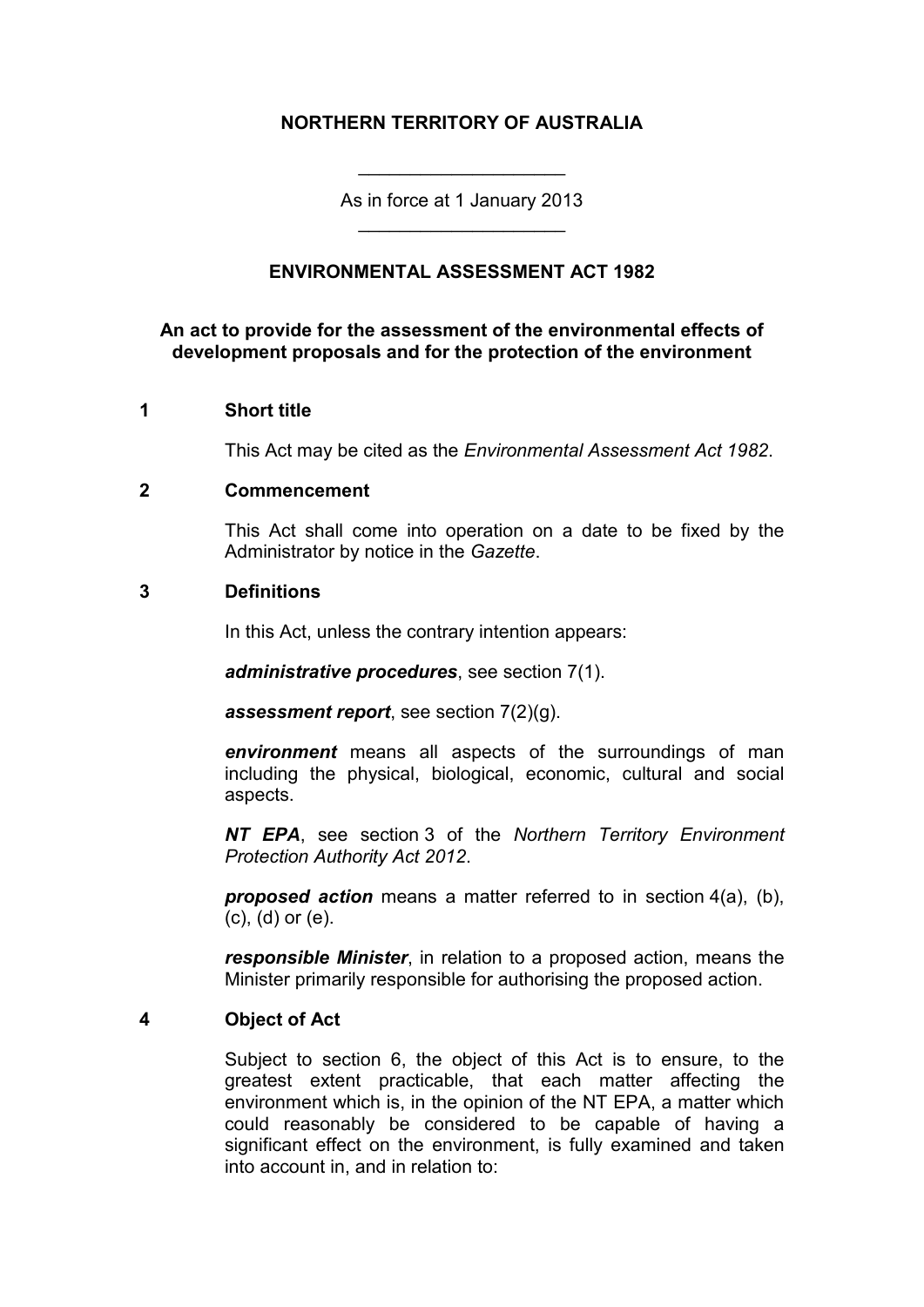**NORTHERN TERRITORY OF AUSTRALIA**

---

As in force at 1 January 2013

---

# ENVIRONMENTAL ASSESSMENT ACT 1982

**An act to provide for the assessment of the environmental effects of development proposals and for the protection of the environment**

## 1 Short title

This Act may be cited as the *Environmental Assessment Act 1982*.

## 2 Commencement

This Act shall come into operation on a date to be fixed by the Administrator by notice in the *Gazette*.

## 3 Definitions

In this Act, unless the contrary intention appears:

***administrative procedures***, see section 7(1).

***assessment report***, see section 7(2)(g).

***environment*** means all aspects of the surroundings of man including the physical, biological, economic, cultural and social aspects.

***NT EPA***, see section 3 of the *Northern Territory Environment Protection Authority Act 2012*.

***proposed action*** means a matter referred to in section 4(a), (b), (c), (d) or (e).

***responsible Minister***, in relation to a proposed action, means the Minister primarily responsible for authorising the proposed action.

## 4 Object of Act

Subject to section 6, the object of this Act is to ensure, to the greatest extent practicable, that each matter affecting the environment which is, in the opinion of the NT EPA, a matter which could reasonably be considered to be capable of having a significant effect on the environment, is fully examined and taken into account in, and in relation to: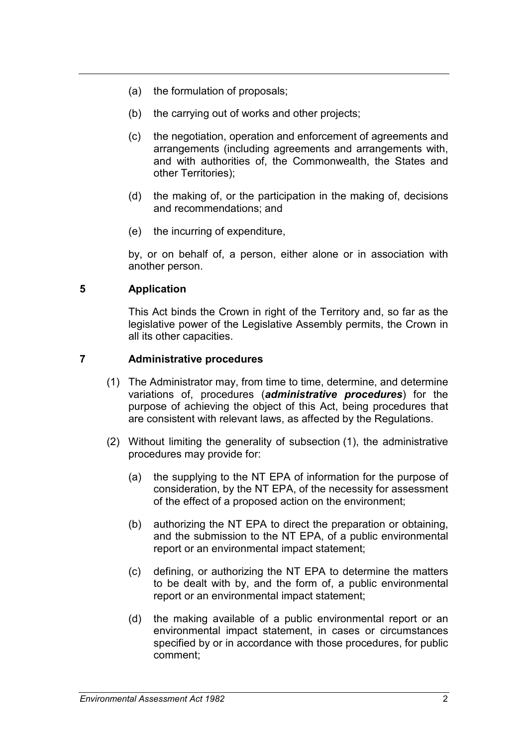(a) the formulation of proposals;

(b) the carrying out of works and other projects;

(c) the negotiation, operation and enforcement of agreements and arrangements (including agreements and arrangements with, and with authorities of, the Commonwealth, the States and other Territories);

(d) the making of, or the participation in the making of, decisions and recommendations; and

(e) the incurring of expenditure,

by, or on behalf of, a person, either alone or in association with another person.

## 5 Application

This Act binds the Crown in right of the Territory and, so far as the legislative power of the Legislative Assembly permits, the Crown in all its other capacities.

## 7 Administrative procedures

(1) The Administrator may, from time to time, determine, and determine variations of, procedures (***administrative procedures***) for the purpose of achieving the object of this Act, being procedures that are consistent with relevant laws, as affected by the Regulations.

(2) Without limiting the generality of subsection (1), the administrative procedures may provide for:

(a) the supplying to the NT EPA of information for the purpose of consideration, by the NT EPA, of the necessity for assessment of the effect of a proposed action on the environment;

(b) authorizing the NT EPA to direct the preparation or obtaining, and the submission to the NT EPA, of a public environmental report or an environmental impact statement;

(c) defining, or authorizing the NT EPA to determine the matters to be dealt with by, and the form of, a public environmental report or an environmental impact statement;

(d) the making available of a public environmental report or an environmental impact statement, in cases or circumstances specified by or in accordance with those procedures, for public comment;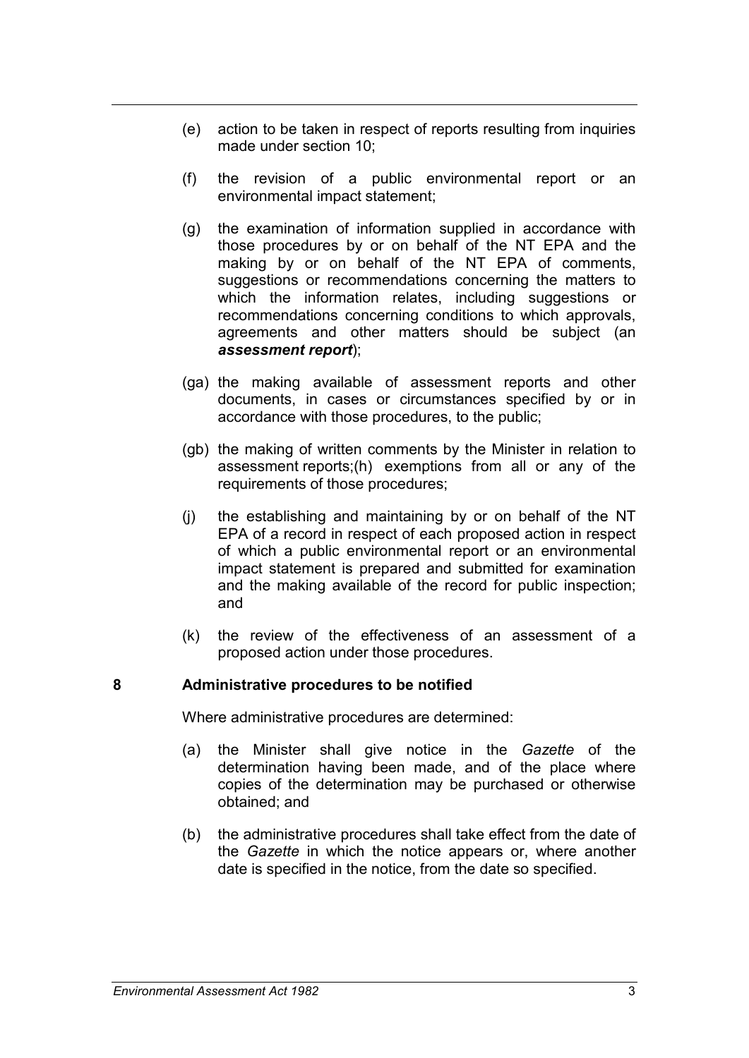(e) action to be taken in respect of reports resulting from inquiries made under section 10;

(f) the revision of a public environmental report or an environmental impact statement;

(g) the examination of information supplied in accordance with those procedures by or on behalf of the NT EPA and the making by or on behalf of the NT EPA of comments, suggestions or recommendations concerning the matters to which the information relates, including suggestions or recommendations concerning conditions to which approvals, agreements and other matters should be subject (an ***assessment report***);

(ga) the making available of assessment reports and other documents, in cases or circumstances specified by or in accordance with those procedures, to the public;

(gb) the making of written comments by the Minister in relation to assessment reports;(h) exemptions from all or any of the requirements of those procedures;

(j) the establishing and maintaining by or on behalf of the NT EPA of a record in respect of each proposed action in respect of which a public environmental report or an environmental impact statement is prepared and submitted for examination and the making available of the record for public inspection; and

(k) the review of the effectiveness of an assessment of a proposed action under those procedures.

### 8 Administrative procedures to be notified

Where administrative procedures are determined:

(a) the Minister shall give notice in the *Gazette* of the determination having been made, and of the place where copies of the determination may be purchased or otherwise obtained; and

(b) the administrative procedures shall take effect from the date of the *Gazette* in which the notice appears or, where another date is specified in the notice, from the date so specified.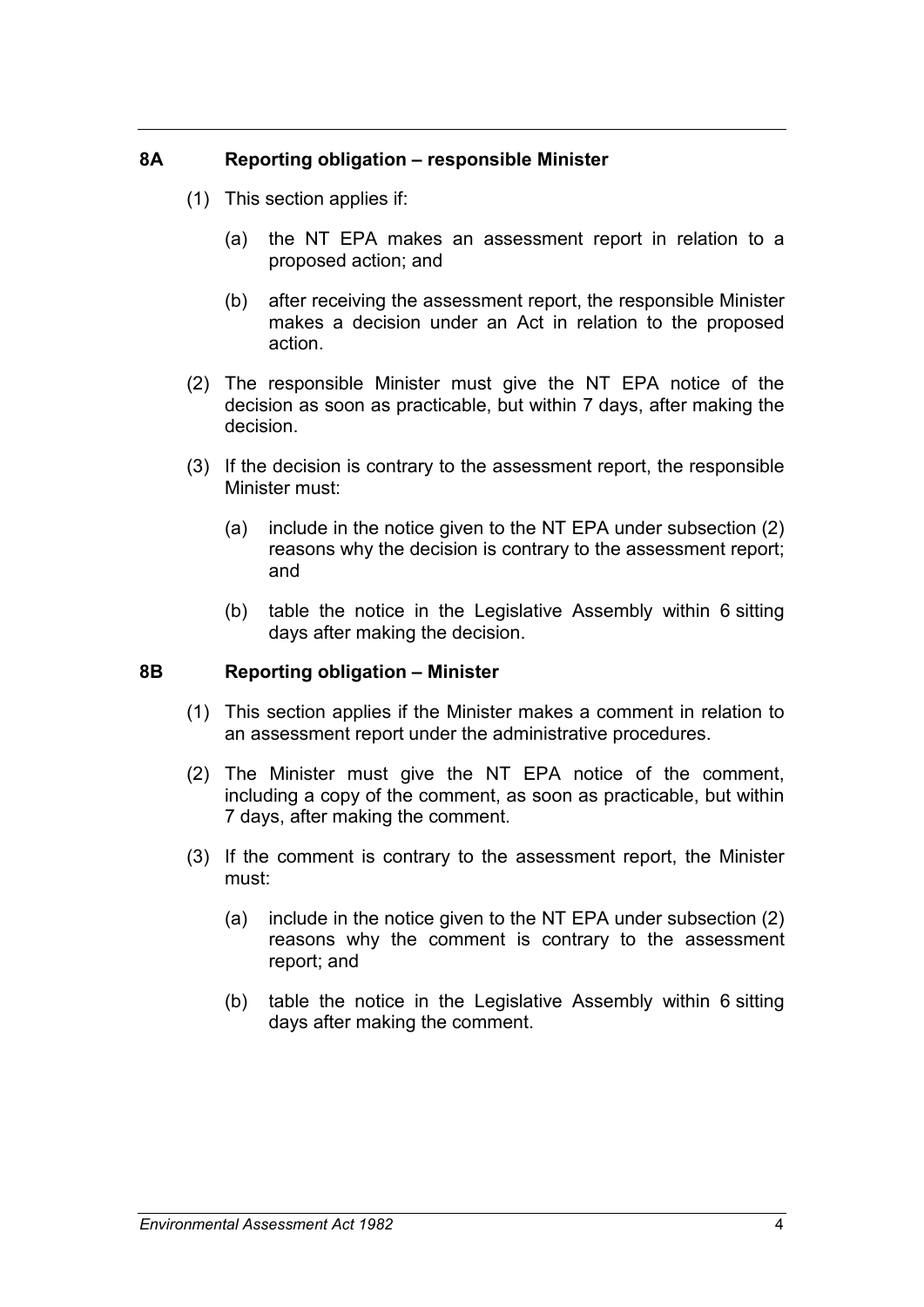### 8A Reporting obligation – responsible Minister

(1) This section applies if:

(a) the NT EPA makes an assessment report in relation to a proposed action; and

(b) after receiving the assessment report, the responsible Minister makes a decision under an Act in relation to the proposed action.

(2) The responsible Minister must give the NT EPA notice of the decision as soon as practicable, but within 7 days, after making the decision.

(3) If the decision is contrary to the assessment report, the responsible Minister must:

(a) include in the notice given to the NT EPA under subsection (2) reasons why the decision is contrary to the assessment report; and

(b) table the notice in the Legislative Assembly within 6 sitting days after making the decision.

### 8B Reporting obligation – Minister

(1) This section applies if the Minister makes a comment in relation to an assessment report under the administrative procedures.

(2) The Minister must give the NT EPA notice of the comment, including a copy of the comment, as soon as practicable, but within 7 days, after making the comment.

(3) If the comment is contrary to the assessment report, the Minister must:

(a) include in the notice given to the NT EPA under subsection (2) reasons why the comment is contrary to the assessment report; and

(b) table the notice in the Legislative Assembly within 6 sitting days after making the comment.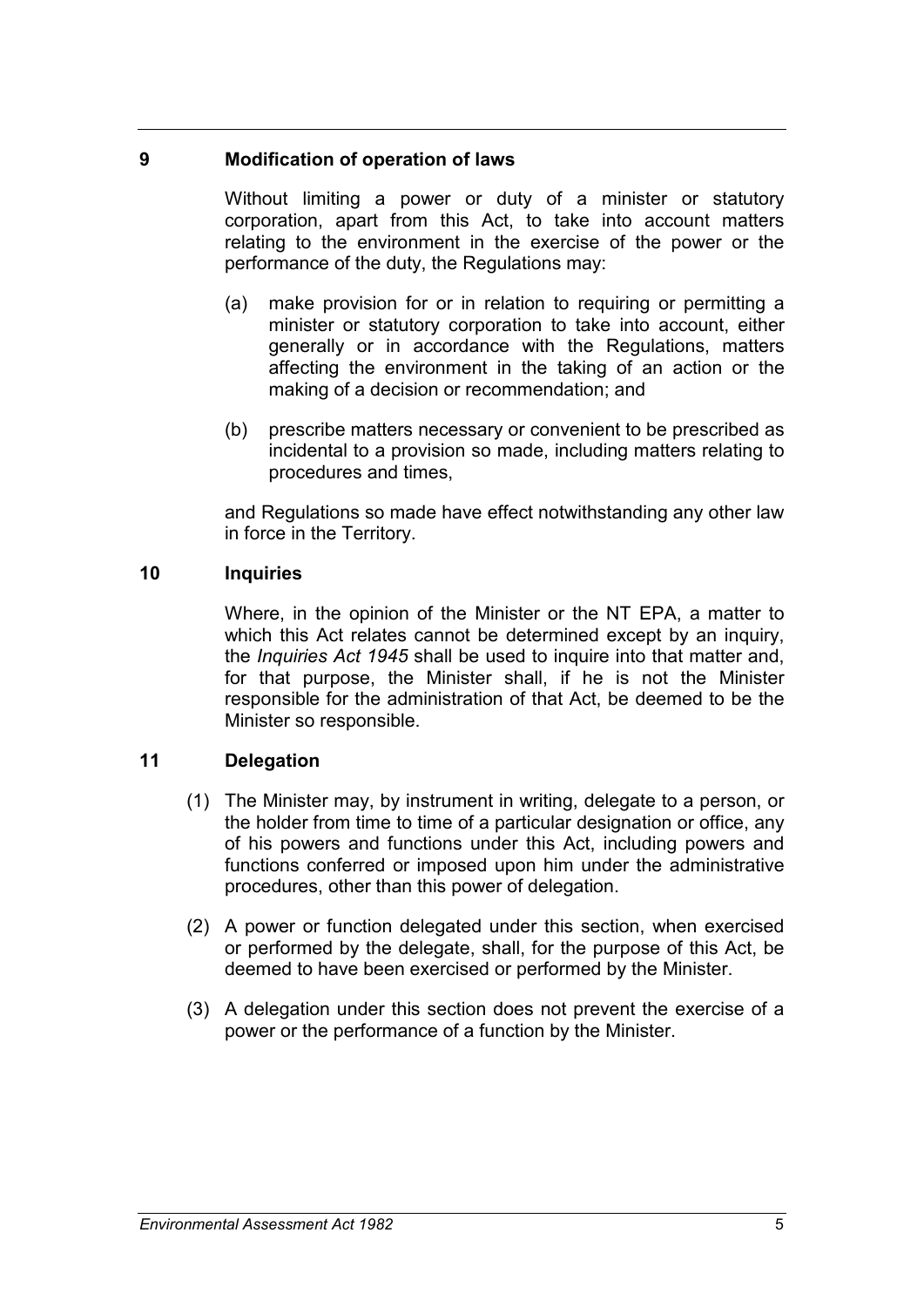### 9 Modification of operation of laws

Without limiting a power or duty of a minister or statutory corporation, apart from this Act, to take into account matters relating to the environment in the exercise of the power or the performance of the duty, the Regulations may:

(a) make provision for or in relation to requiring or permitting a minister or statutory corporation to take into account, either generally or in accordance with the Regulations, matters affecting the environment in the taking of an action or the making of a decision or recommendation; and

(b) prescribe matters necessary or convenient to be prescribed as incidental to a provision so made, including matters relating to procedures and times,

and Regulations so made have effect notwithstanding any other law in force in the Territory.

### 10 Inquiries

Where, in the opinion of the Minister or the NT EPA, a matter to which this Act relates cannot be determined except by an inquiry, the *Inquiries Act 1945* shall be used to inquire into that matter and, for that purpose, the Minister shall, if he is not the Minister responsible for the administration of that Act, be deemed to be the Minister so responsible.

### 11 Delegation

(1) The Minister may, by instrument in writing, delegate to a person, or the holder from time to time of a particular designation or office, any of his powers and functions under this Act, including powers and functions conferred or imposed upon him under the administrative procedures, other than this power of delegation.

(2) A power or function delegated under this section, when exercised or performed by the delegate, shall, for the purpose of this Act, be deemed to have been exercised or performed by the Minister.

(3) A delegation under this section does not prevent the exercise of a power or the performance of a function by the Minister.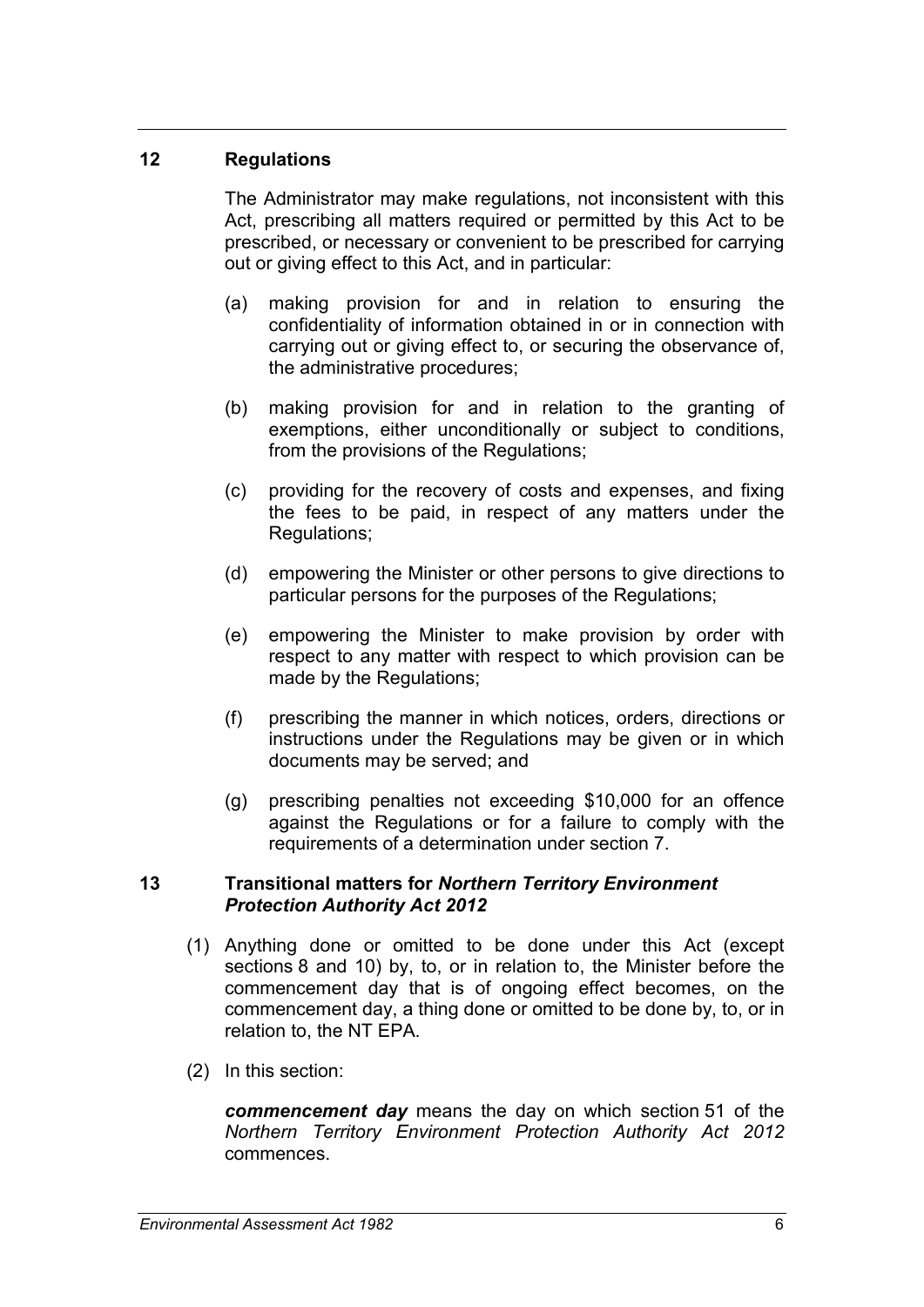## 12 Regulations

The Administrator may make regulations, not inconsistent with this Act, prescribing all matters required or permitted by this Act to be prescribed, or necessary or convenient to be prescribed for carrying out or giving effect to this Act, and in particular:

(a) making provision for and in relation to ensuring the confidentiality of information obtained in or in connection with carrying out or giving effect to, or securing the observance of, the administrative procedures;

(b) making provision for and in relation to the granting of exemptions, either unconditionally or subject to conditions, from the provisions of the Regulations;

(c) providing for the recovery of costs and expenses, and fixing the fees to be paid, in respect of any matters under the Regulations;

(d) empowering the Minister or other persons to give directions to particular persons for the purposes of the Regulations;

(e) empowering the Minister to make provision by order with respect to any matter with respect to which provision can be made by the Regulations;

(f) prescribing the manner in which notices, orders, directions or instructions under the Regulations may be given or in which documents may be served; and

(g) prescribing penalties not exceeding $10,000 for an offence against the Regulations or for a failure to comply with the requirements of a determination under section 7.

## 13 Transitional matters for *Northern Territory Environment Protection Authority Act 2012*

(1) Anything done or omitted to be done under this Act (except sections 8 and 10) by, to, or in relation to, the Minister before the commencement day that is of ongoing effect becomes, on the commencement day, a thing done or omitted to be done by, to, or in relation to, the NT EPA.

(2) In this section:

***commencement day*** means the day on which section 51 of the *Northern Territory Environment Protection Authority Act 2012* commences.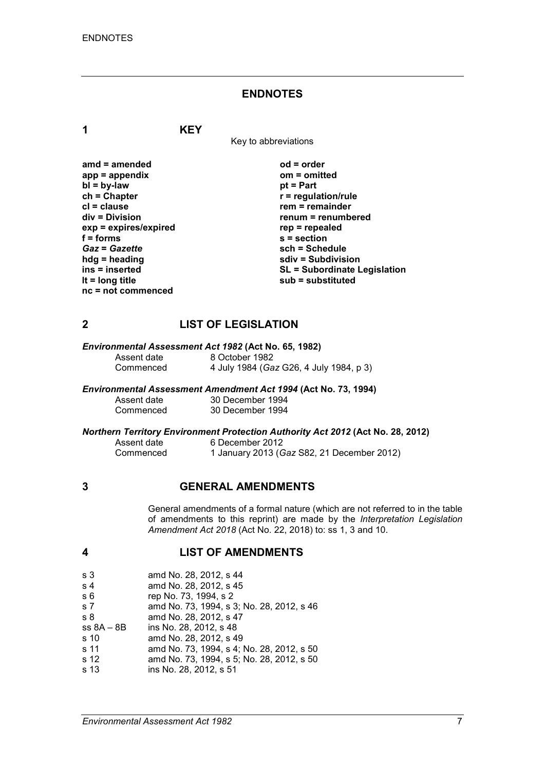# ENDNOTES

## 1 KEY

Key to abbreviations

| | |
|---|---|
| **amd = amended** | **od = order** |
| **app = appendix** | **om = omitted** |
| **bl = by-law** | **pt = Part** |
| **ch = Chapter** | **r = regulation/rule** |
| **cl = clause** | **rem = remainder** |
| **div = Division** | **renum = renumbered** |
| **exp = expires/expired** | **rep = repealed** |
| **f = forms** | **s = section** |
| ***Gaz = Gazette*** | **sch = Schedule** |
| **hdg = heading** | **sdiv = Subdivision** |
| **ins = inserted** | **SL = Subordinate Legislation** |
| **lt = long title** | **sub = substituted** |
| **nc = not commenced** | |

## 2 LIST OF LEGISLATION

***Environmental Assessment Act 1982*** **(Act No. 65, 1982)**

| | |
|---|---|
| Assent date | 8 October 1982 |
| Commenced | 4 July 1984 (*Gaz* G26, 4 July 1984, p 3) |

***Environmental Assessment Amendment Act 1994*** **(Act No. 73, 1994)**

| | |
|---|---|
| Assent date | 30 December 1994 |
| Commenced | 30 December 1994 |

***Northern Territory Environment Protection Authority Act 2012*** **(Act No. 28, 2012)**

| | |
|---|---|
| Assent date | 6 December 2012 |
| Commenced | 1 January 2013 (*Gaz* S82, 21 December 2012) |

## 3 GENERAL AMENDMENTS

General amendments of a formal nature (which are not referred to in the table of amendments to this reprint) are made by the *Interpretation Legislation Amendment Act 2018* (Act No. 22, 2018) to: ss 1, 3 and 10.

## 4 LIST OF AMENDMENTS

| | |
|---|---|
| s 3 | amd No. 28, 2012, s 44 |
| s 4 | amd No. 28, 2012, s 45 |
| s 6 | rep No. 73, 1994, s 2 |
| s 7 | amd No. 73, 1994, s 3; No. 28, 2012, s 46 |
| s 8 | amd No. 28, 2012, s 47 |
| ss 8A – 8B | ins No. 28, 2012, s 48 |
| s 10 | amd No. 28, 2012, s 49 |
| s 11 | amd No. 73, 1994, s 4; No. 28, 2012, s 50 |
| s 12 | amd No. 73, 1994, s 5; No. 28, 2012, s 50 |
| s 13 | ins No. 28, 2012, s 51 |